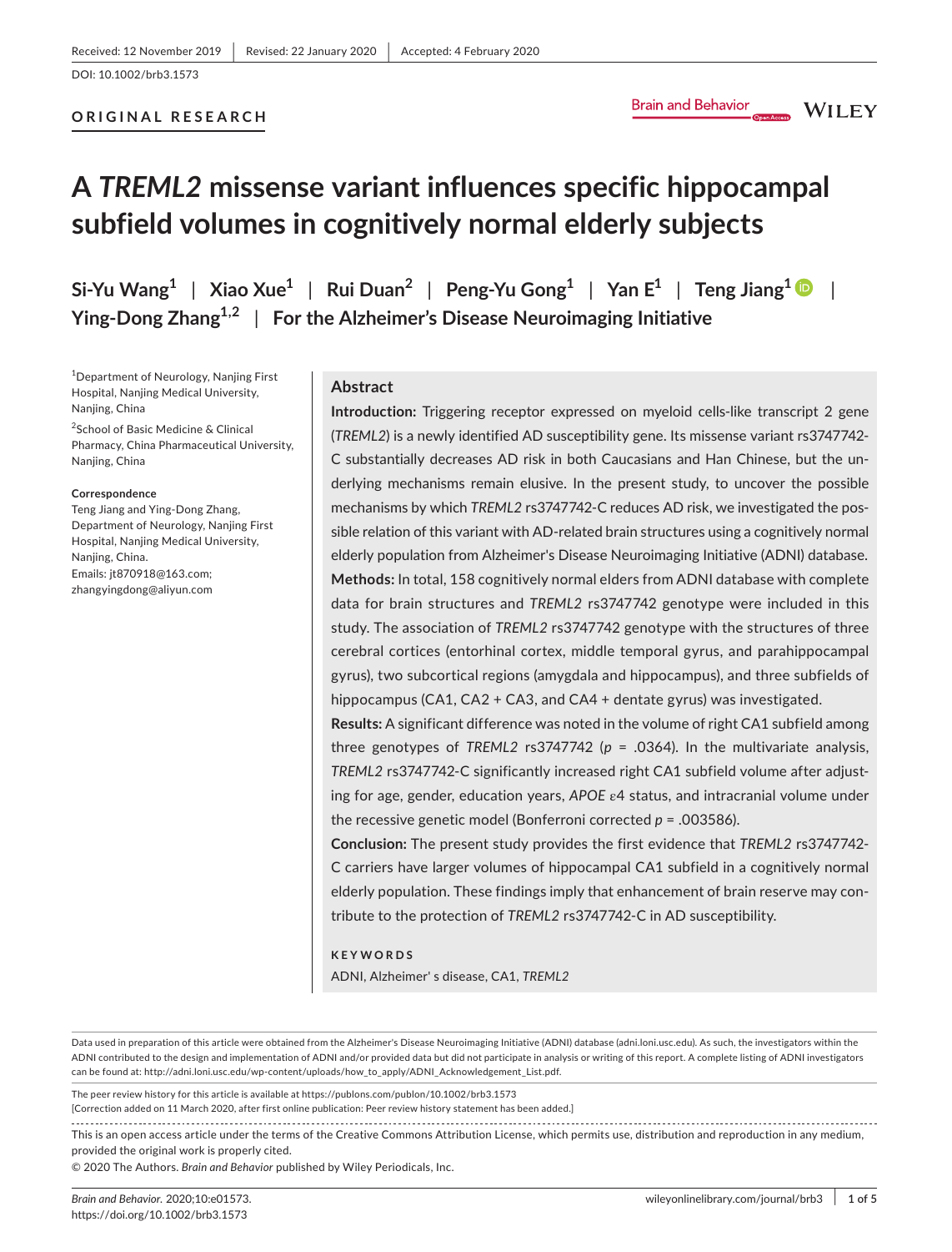Received: 12 November 2019 | Revised: 22 January 2020 | Accepted: 4 February 2020

DOI: 10.1002/brb3.1573

**ORIGINAL RESEARCH**

# A *TREML2* missense variant influences specific hippocampal subfield volumes in cognitively normal elderly subjects

**Si-Yu Wang[1] | Xiao Xue[1] | Rui Duan[2] | Peng-Yu Gong[1] | Yan E[1] | Teng Jiang[1] | Ying-Dong Zhang[1,2] | For the Alzheimer's Disease Neuroimaging Initiative**

[1]Department of Neurology, Nanjing First Hospital, Nanjing Medical University, Nanjing, China

[2]School of Basic Medicine & Clinical Pharmacy, China Pharmaceutical University, Nanjing, China

**Correspondence**
Teng Jiang and Ying-Dong Zhang, Department of Neurology, Nanjing First Hospital, Nanjing Medical University, Nanjing, China.
Emails: jt870918@163.com; zhangyingdong@aliyun.com

## Abstract

**Introduction:** Triggering receptor expressed on myeloid cells-like transcript 2 gene (*TREML2*) is a newly identified AD susceptibility gene. Its missense variant rs3747742-C substantially decreases AD risk in both Caucasians and Han Chinese, but the underlying mechanisms remain elusive. In the present study, to uncover the possible mechanisms by which *TREML2* rs3747742-C reduces AD risk, we investigated the possible relation of this variant with AD-related brain structures using a cognitively normal elderly population from Alzheimer's Disease Neuroimaging Initiative (ADNI) database.

**Methods:** In total, 158 cognitively normal elders from ADNI database with complete data for brain structures and *TREML2* rs3747742 genotype were included in this study. The association of *TREML2* rs3747742 genotype with the structures of three cerebral cortices (entorhinal cortex, middle temporal gyrus, and parahippocampal gyrus), two subcortical regions (amygdala and hippocampus), and three subfields of hippocampus (CA1, CA2 + CA3, and CA4 + dentate gyrus) was investigated.

**Results:** A significant difference was noted in the volume of right CA1 subfield among three genotypes of *TREML2* rs3747742 ($p$ = .0364). In the multivariate analysis, *TREML2* rs3747742-C significantly increased right CA1 subfield volume after adjusting for age, gender, education years, *APOE* $\varepsilon$4 status, and intracranial volume under the recessive genetic model (Bonferroni corrected $p$ = .003586).

**Conclusion:** The present study provides the first evidence that *TREML2* rs3747742-C carriers have larger volumes of hippocampal CA1 subfield in a cognitively normal elderly population. These findings imply that enhancement of brain reserve may contribute to the protection of *TREML2* rs3747742-C in AD susceptibility.

**KEYWORDS**

ADNI, Alzheimer' s disease, CA1, *TREML2*

Data used in preparation of this article were obtained from the Alzheimer's Disease Neuroimaging Initiative (ADNI) database (adni.loni.usc.edu). As such, the investigators within the ADNI contributed to the design and implementation of ADNI and/or provided data but did not participate in analysis or writing of this report. A complete listing of ADNI investigators can be found at: http://adni.loni.usc.edu/wp-content/uploads/how_to_apply/ADNI_Acknowledgement_List.pdf.

The peer review history for this article is available at https://publons.com/publon/10.1002/brb3.1573
[Correction added on 11 March 2020, after first online publication: Peer review history statement has been added.]

This is an open access article under the terms of the Creative Commons Attribution License, which permits use, distribution and reproduction in any medium, provided the original work is properly cited.

© 2020 The Authors. *Brain and Behavior* published by Wiley Periodicals, Inc.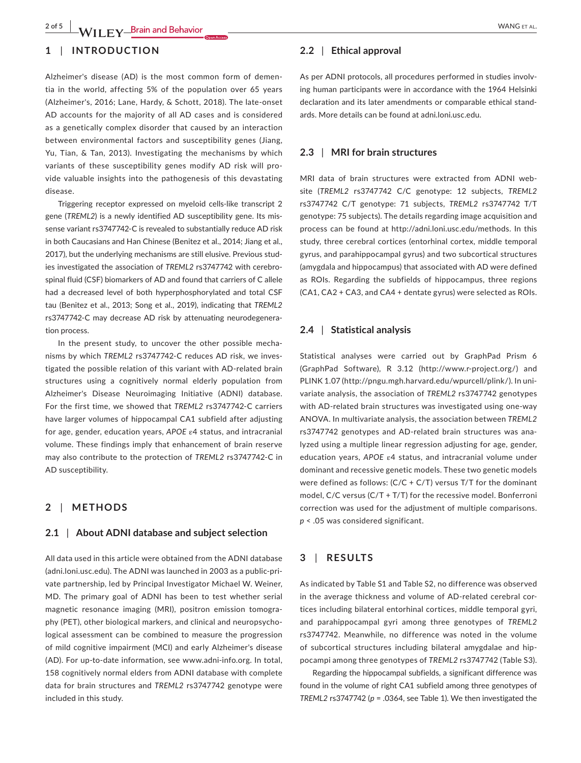## 1 | INTRODUCTION

Alzheimer's disease (AD) is the most common form of dementia in the world, affecting 5% of the population over 65 years (Alzheimer's, 2016; Lane, Hardy, & Schott, 2018). The late-onset AD accounts for the majority of all AD cases and is considered as a genetically complex disorder that caused by an interaction between environmental factors and susceptibility genes (Jiang, Yu, Tian, & Tan, 2013). Investigating the mechanisms by which variants of these susceptibility genes modify AD risk will provide valuable insights into the pathogenesis of this devastating disease.

Triggering receptor expressed on myeloid cells-like transcript 2 gene (*TREML2*) is a newly identified AD susceptibility gene. Its missense variant rs3747742-C is revealed to substantially reduce AD risk in both Caucasians and Han Chinese (Benitez et al., 2014; Jiang et al., 2017), but the underlying mechanisms are still elusive. Previous studies investigated the association of *TREML2* rs3747742 with cerebrospinal fluid (CSF) biomarkers of AD and found that carriers of C allele had a decreased level of both hyperphosphorylated and total CSF tau (Benitez et al., 2013; Song et al., 2019), indicating that *TREML2* rs3747742-C may decrease AD risk by attenuating neurodegeneration process.

In the present study, to uncover the other possible mechanisms by which *TREML2* rs3747742-C reduces AD risk, we investigated the possible relation of this variant with AD-related brain structures using a cognitively normal elderly population from Alzheimer's Disease Neuroimaging Initiative (ADNI) database. For the first time, we showed that *TREML2* rs3747742-C carriers have larger volumes of hippocampal CA1 subfield after adjusting for age, gender, education years, *APOE* ε4 status, and intracranial volume. These findings imply that enhancement of brain reserve may also contribute to the protection of *TREML2* rs3747742-C in AD susceptibility.

## 2 | METHODS

### 2.1 | About ADNI database and subject selection

All data used in this article were obtained from the ADNI database (adni.loni.usc.edu). The ADNI was launched in 2003 as a public-private partnership, led by Principal Investigator Michael W. Weiner, MD. The primary goal of ADNI has been to test whether serial magnetic resonance imaging (MRI), positron emission tomography (PET), other biological markers, and clinical and neuropsychological assessment can be combined to measure the progression of mild cognitive impairment (MCI) and early Alzheimer's disease (AD). For up-to-date information, see www.adni-info.org. In total, 158 cognitively normal elders from ADNI database with complete data for brain structures and *TREML2* rs3747742 genotype were included in this study.

### 2.2 | Ethical approval

As per ADNI protocols, all procedures performed in studies involving human participants were in accordance with the 1964 Helsinki declaration and its later amendments or comparable ethical standards. More details can be found at adni.loni.usc.edu.

### 2.3 | MRI for brain structures

MRI data of brain structures were extracted from ADNI website (*TREML2* rs3747742 C/C genotype: 12 subjects, *TREML2* rs3747742 C/T genotype: 71 subjects, *TREML2* rs3747742 T/T genotype: 75 subjects). The details regarding image acquisition and process can be found at http://adni.loni.usc.edu/methods. In this study, three cerebral cortices (entorhinal cortex, middle temporal gyrus, and parahippocampal gyrus) and two subcortical structures (amygdala and hippocampus) that associated with AD were defined as ROIs. Regarding the subfields of hippocampus, three regions (CA1, CA2 + CA3, and CA4 + dentate gyrus) were selected as ROIs.

### 2.4 | Statistical analysis

Statistical analyses were carried out by GraphPad Prism 6 (GraphPad Software), R 3.12 (http://www.r-project.org/) and PLINK 1.07 (http://pngu.mgh.harvard.edu/wpurcell/plink/). In univariate analysis, the association of *TREML2* rs3747742 genotypes with AD-related brain structures was investigated using one-way ANOVA. In multivariate analysis, the association between *TREML2* rs3747742 genotypes and AD-related brain structures was analyzed using a multiple linear regression adjusting for age, gender, education years, *APOE* ε4 status, and intracranial volume under dominant and recessive genetic models. These two genetic models were defined as follows: (C/C + C/T) versus T/T for the dominant model, C/C versus (C/T + T/T) for the recessive model. Bonferroni correction was used for the adjustment of multiple comparisons. $p < .05$ was considered significant.

## 3 | RESULTS

As indicated by Table S1 and Table S2, no difference was observed in the average thickness and volume of AD-related cerebral cortices including bilateral entorhinal cortices, middle temporal gyri, and parahippocampal gyri among three genotypes of *TREML2* rs3747742. Meanwhile, no difference was noted in the volume of subcortical structures including bilateral amygdalae and hippocampi among three genotypes of *TREML2* rs3747742 (Table S3).

Regarding the hippocampal subfields, a significant difference was found in the volume of right CA1 subfield among three genotypes of *TREML2* rs3747742 ($p = .0364$, see Table 1). We then investigated the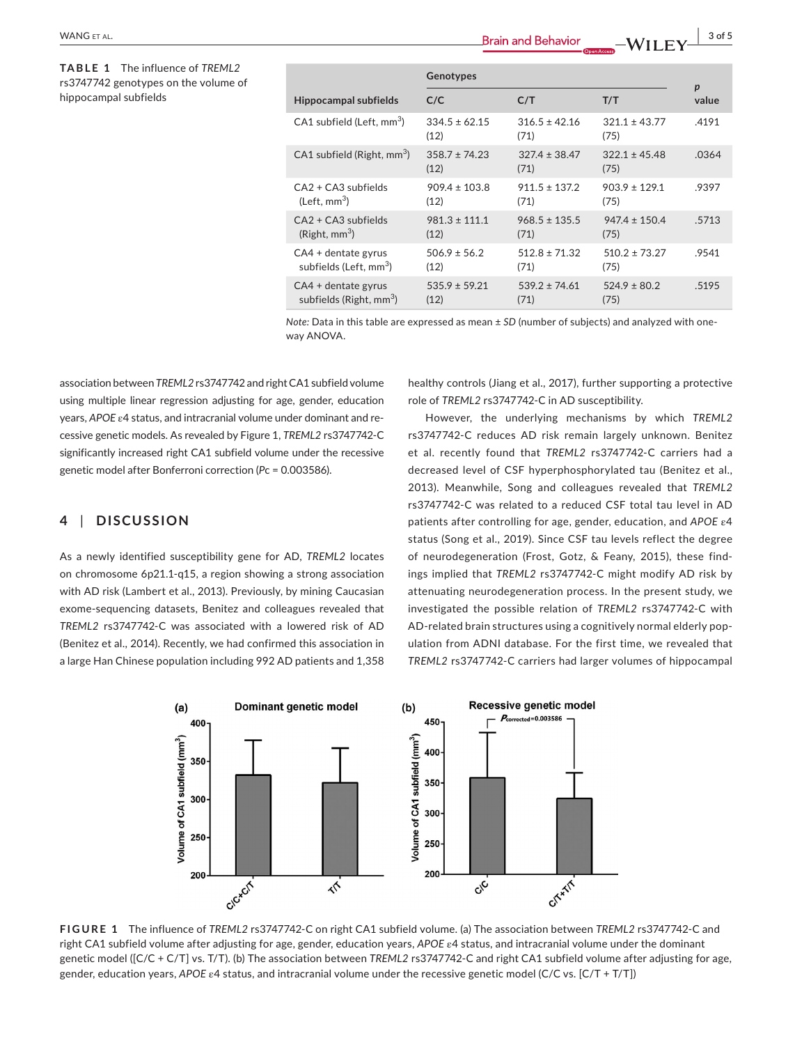**TABLE 1** The influence of *TREML2* rs3747742 genotypes on the volume of hippocampal subfields

| Hippocampal subfields | Genotypes | | | *p* value |
|---|---|---|---|---|
| | C/C | C/T | T/T | |
| CA1 subfield (Left, $mm^3$) | 334.5 ± 62.15 (12) | 316.5 ± 42.16 (71) | 321.1 ± 43.77 (75) | .4191 |
| CA1 subfield (Right, $mm^3$) | 358.7 ± 74.23 (12) | 327.4 ± 38.47 (71) | 322.1 ± 45.48 (75) | .0364 |
| CA2 + CA3 subfields (Left, $mm^3$) | 909.4 ± 103.8 (12) | 911.5 ± 137.2 (71) | 903.9 ± 129.1 (75) | .9397 |
| CA2 + CA3 subfields (Right, $mm^3$) | 981.3 ± 111.1 (12) | 968.5 ± 135.5 (71) | 947.4 ± 150.4 (75) | .5713 |
| CA4 + dentate gyrus subfields (Left, $mm^3$) | 506.9 ± 56.2 (12) | 512.8 ± 71.32 (71) | 510.2 ± 73.27 (75) | .9541 |
| CA4 + dentate gyrus subfields (Right, $mm^3$) | 535.9 ± 59.21 (12) | 539.2 ± 74.61 (71) | 524.9 ± 80.2 (75) | .5195 |

*Note:* Data in this table are expressed as mean ± *SD* (number of subjects) and analyzed with one-way ANOVA.

association between *TREML2* rs3747742 and right CA1 subfield volume using multiple linear regression adjusting for age, gender, education years, *APOE* ε4 status, and intracranial volume under dominant and recessive genetic models. As revealed by Figure 1, *TREML2* rs3747742-C significantly increased right CA1 subfield volume under the recessive genetic model after Bonferroni correction ($Pc = 0.003586$).

## 4 | DISCUSSION

As a newly identified susceptibility gene for AD, *TREML2* locates on chromosome 6p21.1-q15, a region showing a strong association with AD risk (Lambert et al., 2013). Previously, by mining Caucasian exome-sequencing datasets, Benitez and colleagues revealed that *TREML2* rs3747742-C was associated with a lowered risk of AD (Benitez et al., 2014). Recently, we had confirmed this association in a large Han Chinese population including 992 AD patients and 1,358 healthy controls (Jiang et al., 2017), further supporting a protective role of *TREML2* rs3747742-C in AD susceptibility.

However, the underlying mechanisms by which *TREML2* rs3747742-C reduces AD risk remain largely unknown. Benitez et al. recently found that *TREML2* rs3747742-C carriers had a decreased level of CSF hyperphosphorylated tau (Benitez et al., 2013). Meanwhile, Song and colleagues revealed that *TREML2* rs3747742-C was related to a reduced CSF total tau level in AD patients after controlling for age, gender, education, and *APOE* ε4 status (Song et al., 2019). Since CSF tau levels reflect the degree of neurodegeneration (Frost, Gotz, & Feany, 2015), these findings implied that *TREML2* rs3747742-C might modify AD risk by attenuating neurodegeneration process. In the present study, we investigated the possible relation of *TREML2* rs3747742-C with AD-related brain structures using a cognitively normal elderly population from ADNI database. For the first time, we revealed that *TREML2* rs3747742-C carriers had larger volumes of hippocampal

**FIGURE 1** The influence of *TREML2* rs3747742-C on right CA1 subfield volume. (a) The association between *TREML2* rs3747742-C and right CA1 subfield volume after adjusting for age, gender, education years, *APOE* ε4 status, and intracranial volume under the dominant genetic model ([C/C + C/T] vs. T/T). (b) The association between *TREML2* rs3747742-C and right CA1 subfield volume after adjusting for age, gender, education years, *APOE* ε4 status, and intracranial volume under the recessive genetic model (C/C vs. [C/T + T/T])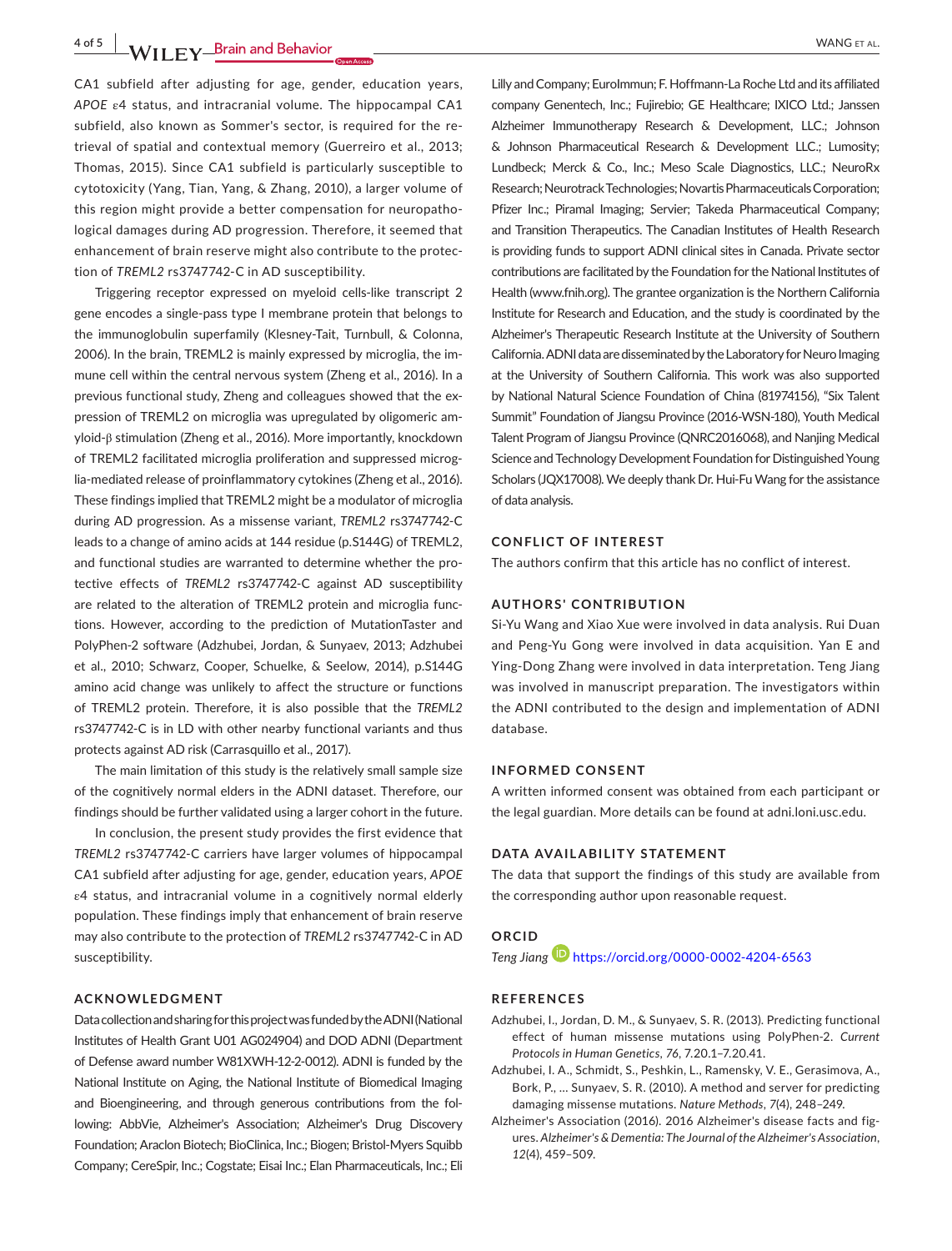CA1 subfield after adjusting for age, gender, education years, *APOE* ε4 status, and intracranial volume. The hippocampal CA1 subfield, also known as Sommer's sector, is required for the retrieval of spatial and contextual memory (Guerreiro et al., 2013; Thomas, 2015). Since CA1 subfield is particularly susceptible to cytotoxicity (Yang, Tian, Yang, & Zhang, 2010), a larger volume of this region might provide a better compensation for neuropathological damages during AD progression. Therefore, it seemed that enhancement of brain reserve might also contribute to the protection of *TREML2* rs3747742-C in AD susceptibility.

Triggering receptor expressed on myeloid cells-like transcript 2 gene encodes a single-pass type I membrane protein that belongs to the immunoglobulin superfamily (Klesney-Tait, Turnbull, & Colonna, 2006). In the brain, TREML2 is mainly expressed by microglia, the immune cell within the central nervous system (Zheng et al., 2016). In a previous functional study, Zheng and colleagues showed that the expression of TREML2 on microglia was upregulated by oligomeric amyloid-β stimulation (Zheng et al., 2016). More importantly, knockdown of TREML2 facilitated microglia proliferation and suppressed microglia-mediated release of proinflammatory cytokines (Zheng et al., 2016). These findings implied that TREML2 might be a modulator of microglia during AD progression. As a missense variant, *TREML2* rs3747742-C leads to a change of amino acids at 144 residue (p.S144G) of TREML2, and functional studies are warranted to determine whether the protective effects of *TREML2* rs3747742-C against AD susceptibility are related to the alteration of TREML2 protein and microglia functions. However, according to the prediction of MutationTaster and PolyPhen-2 software (Adzhubei, Jordan, & Sunyaev, 2013; Adzhubei et al., 2010; Schwarz, Cooper, Schuelke, & Seelow, 2014), p.S144G amino acid change was unlikely to affect the structure or functions of TREML2 protein. Therefore, it is also possible that the *TREML2* rs3747742-C is in LD with other nearby functional variants and thus protects against AD risk (Carrasquillo et al., 2017).

The main limitation of this study is the relatively small sample size of the cognitively normal elders in the ADNI dataset. Therefore, our findings should be further validated using a larger cohort in the future.

In conclusion, the present study provides the first evidence that *TREML2* rs3747742-C carriers have larger volumes of hippocampal CA1 subfield after adjusting for age, gender, education years, *APOE* ε4 status, and intracranial volume in a cognitively normal elderly population. These findings imply that enhancement of brain reserve may also contribute to the protection of *TREML2* rs3747742-C in AD susceptibility.

## ACKNOWLEDGMENT

Data collection and sharing for this project was funded by the ADNI (National Institutes of Health Grant U01 AG024904) and DOD ADNI (Department of Defense award number W81XWH-12-2-0012). ADNI is funded by the National Institute on Aging, the National Institute of Biomedical Imaging and Bioengineering, and through generous contributions from the following: AbbVie, Alzheimer's Association; Alzheimer's Drug Discovery Foundation; Araclon Biotech; BioClinica, Inc.; Biogen; Bristol-Myers Squibb Company; CereSpir, Inc.; Cogstate; Eisai Inc.; Elan Pharmaceuticals, Inc.; Eli Lilly and Company; EuroImmun; F. Hoffmann-La Roche Ltd and its affiliated company Genentech, Inc.; Fujirebio; GE Healthcare; IXICO Ltd.; Janssen Alzheimer Immunotherapy Research & Development, LLC.; Johnson & Johnson Pharmaceutical Research & Development LLC.; Lumosity; Lundbeck; Merck & Co., Inc.; Meso Scale Diagnostics, LLC.; NeuroRx Research; Neurotrack Technologies; Novartis Pharmaceuticals Corporation; Pfizer Inc.; Piramal Imaging; Servier; Takeda Pharmaceutical Company; and Transition Therapeutics. The Canadian Institutes of Health Research is providing funds to support ADNI clinical sites in Canada. Private sector contributions are facilitated by the Foundation for the National Institutes of Health (www.fnih.org). The grantee organization is the Northern California Institute for Research and Education, and the study is coordinated by the Alzheimer's Therapeutic Research Institute at the University of Southern California. ADNI data are disseminated by the Laboratory for Neuro Imaging at the University of Southern California. This work was also supported by National Natural Science Foundation of China (81974156), "Six Talent Summit" Foundation of Jiangsu Province (2016-WSN-180), Youth Medical Talent Program of Jiangsu Province (QNRC2016068), and Nanjing Medical Science and Technology Development Foundation for Distinguished Young Scholars (JQX17008). We deeply thank Dr. Hui-Fu Wang for the assistance of data analysis.

## CONFLICT OF INTEREST

The authors confirm that this article has no conflict of interest.

## AUTHORS' CONTRIBUTION

Si-Yu Wang and Xiao Xue were involved in data analysis. Rui Duan and Peng-Yu Gong were involved in data acquisition. Yan E and Ying-Dong Zhang were involved in data interpretation. Teng Jiang was involved in manuscript preparation. The investigators within the ADNI contributed to the design and implementation of ADNI database.

## INFORMED CONSENT

A written informed consent was obtained from each participant or the legal guardian. More details can be found at adni.loni.usc.edu.

## DATA AVAILABILITY STATEMENT

The data that support the findings of this study are available from the corresponding author upon reasonable request.

## ORCID

*Teng Jiang* https://orcid.org/0000-0002-4204-6563

## REFERENCES

Adzhubei, I., Jordan, D. M., & Sunyaev, S. R. (2013). Predicting functional effect of human missense mutations using PolyPhen-2. *Current Protocols in Human Genetics*, *76*, 7.20.1–7.20.41.

Adzhubei, I. A., Schmidt, S., Peshkin, L., Ramensky, V. E., Gerasimova, A., Bork, P., … Sunyaev, S. R. (2010). A method and server for predicting damaging missense mutations. *Nature Methods*, *7*(4), 248–249.

Alzheimer's Association (2016). 2016 Alzheimer's disease facts and figures. *Alzheimer's & Dementia: The Journal of the Alzheimer's Association*, *12*(4), 459–509.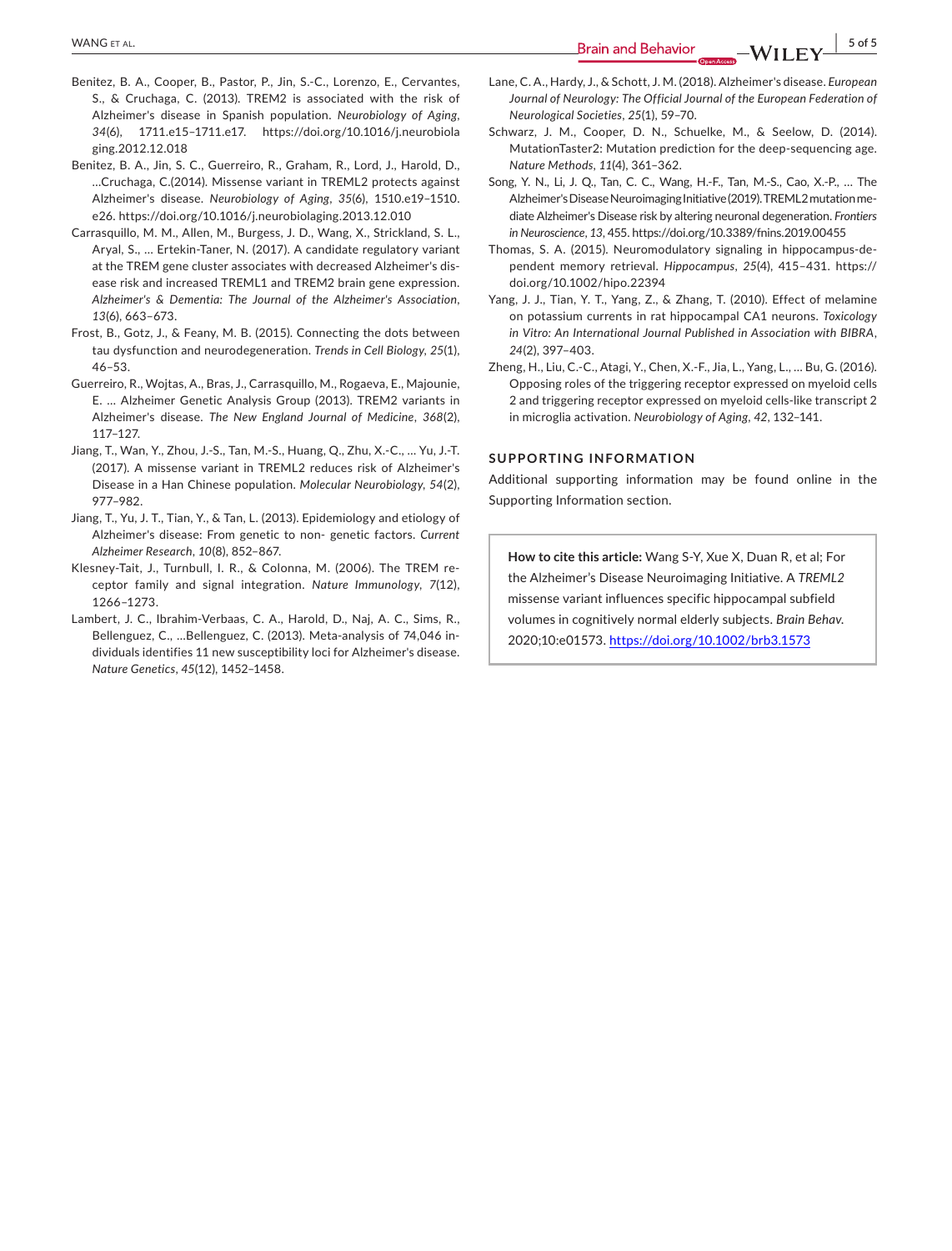Benitez, B. A., Cooper, B., Pastor, P., Jin, S.-C., Lorenzo, E., Cervantes, S., & Cruchaga, C. (2013). TREM2 is associated with the risk of Alzheimer's disease in Spanish population. *Neurobiology of Aging*, *34*(6), 1711.e15–1711.e17. https://doi.org/10.1016/j.neurobiolaging.2012.12.018

Benitez, B. A., Jin, S. C., Guerreiro, R., Graham, R., Lord, J., Harold, D., …Cruchaga, C.(2014). Missense variant in TREML2 protects against Alzheimer's disease. *Neurobiology of Aging*, *35*(6), 1510.e19–1510.e26. https://doi.org/10.1016/j.neurobiolaging.2013.12.010

Carrasquillo, M. M., Allen, M., Burgess, J. D., Wang, X., Strickland, S. L., Aryal, S., … Ertekin-Taner, N. (2017). A candidate regulatory variant at the TREM gene cluster associates with decreased Alzheimer's disease risk and increased TREML1 and TREM2 brain gene expression. *Alzheimer's & Dementia: The Journal of the Alzheimer's Association*, *13*(6), 663–673.

Frost, B., Gotz, J., & Feany, M. B. (2015). Connecting the dots between tau dysfunction and neurodegeneration. *Trends in Cell Biology*, *25*(1), 46–53.

Guerreiro, R., Wojtas, A., Bras, J., Carrasquillo, M., Rogaeva, E., Majounie, E. … Alzheimer Genetic Analysis Group (2013). TREM2 variants in Alzheimer's disease. *The New England Journal of Medicine*, *368*(2), 117–127.

Jiang, T., Wan, Y., Zhou, J.-S., Tan, M.-S., Huang, Q., Zhu, X.-C., … Yu, J.-T. (2017). A missense variant in TREML2 reduces risk of Alzheimer's Disease in a Han Chinese population. *Molecular Neurobiology*, *54*(2), 977–982.

Jiang, T., Yu, J. T., Tian, Y., & Tan, L. (2013). Epidemiology and etiology of Alzheimer's disease: From genetic to non- genetic factors. *Current Alzheimer Research*, *10*(8), 852–867.

Klesney-Tait, J., Turnbull, I. R., & Colonna, M. (2006). The TREM receptor family and signal integration. *Nature Immunology*, *7*(12), 1266–1273.

Lambert, J. C., Ibrahim-Verbaas, C. A., Harold, D., Naj, A. C., Sims, R., Bellenguez, C., …Bellenguez, C. (2013). Meta-analysis of 74,046 individuals identifies 11 new susceptibility loci for Alzheimer's disease. *Nature Genetics*, *45*(12), 1452–1458.

Lane, C. A., Hardy, J., & Schott, J. M. (2018). Alzheimer's disease. *European Journal of Neurology: The Official Journal of the European Federation of Neurological Societies*, *25*(1), 59–70.

Schwarz, J. M., Cooper, D. N., Schuelke, M., & Seelow, D. (2014). MutationTaster2: Mutation prediction for the deep-sequencing age. *Nature Methods*, *11*(4), 361–362.

Song, Y. N., Li, J. Q., Tan, C. C., Wang, H.-F., Tan, M.-S., Cao, X.-P., … The Alzheimer's Disease Neuroimaging Initiative (2019). TREML2 mutation mediate Alzheimer's Disease risk by altering neuronal degeneration. *Frontiers in Neuroscience*, *13*, 455. https://doi.org/10.3389/fnins.2019.00455

Thomas, S. A. (2015). Neuromodulatory signaling in hippocampus-dependent memory retrieval. *Hippocampus*, *25*(4), 415–431. https://doi.org/10.1002/hipo.22394

Yang, J. J., Tian, Y. T., Yang, Z., & Zhang, T. (2010). Effect of melamine on potassium currents in rat hippocampal CA1 neurons. *Toxicology in Vitro: An International Journal Published in Association with BIBRA*, *24*(2), 397–403.

Zheng, H., Liu, C.-C., Atagi, Y., Chen, X.-F., Jia, L., Yang, L., … Bu, G. (2016). Opposing roles of the triggering receptor expressed on myeloid cells 2 and triggering receptor expressed on myeloid cells-like transcript 2 in microglia activation. *Neurobiology of Aging*, *42*, 132–141.

## SUPPORTING INFORMATION

Additional supporting information may be found online in the Supporting Information section.

**How to cite this article:** Wang S-Y, Xue X, Duan R, et al; For the Alzheimer's Disease Neuroimaging Initiative. A *TREML2* missense variant influences specific hippocampal subfield volumes in cognitively normal elderly subjects. *Brain Behav*. 2020;10:e01573. https://doi.org/10.1002/brb3.1573